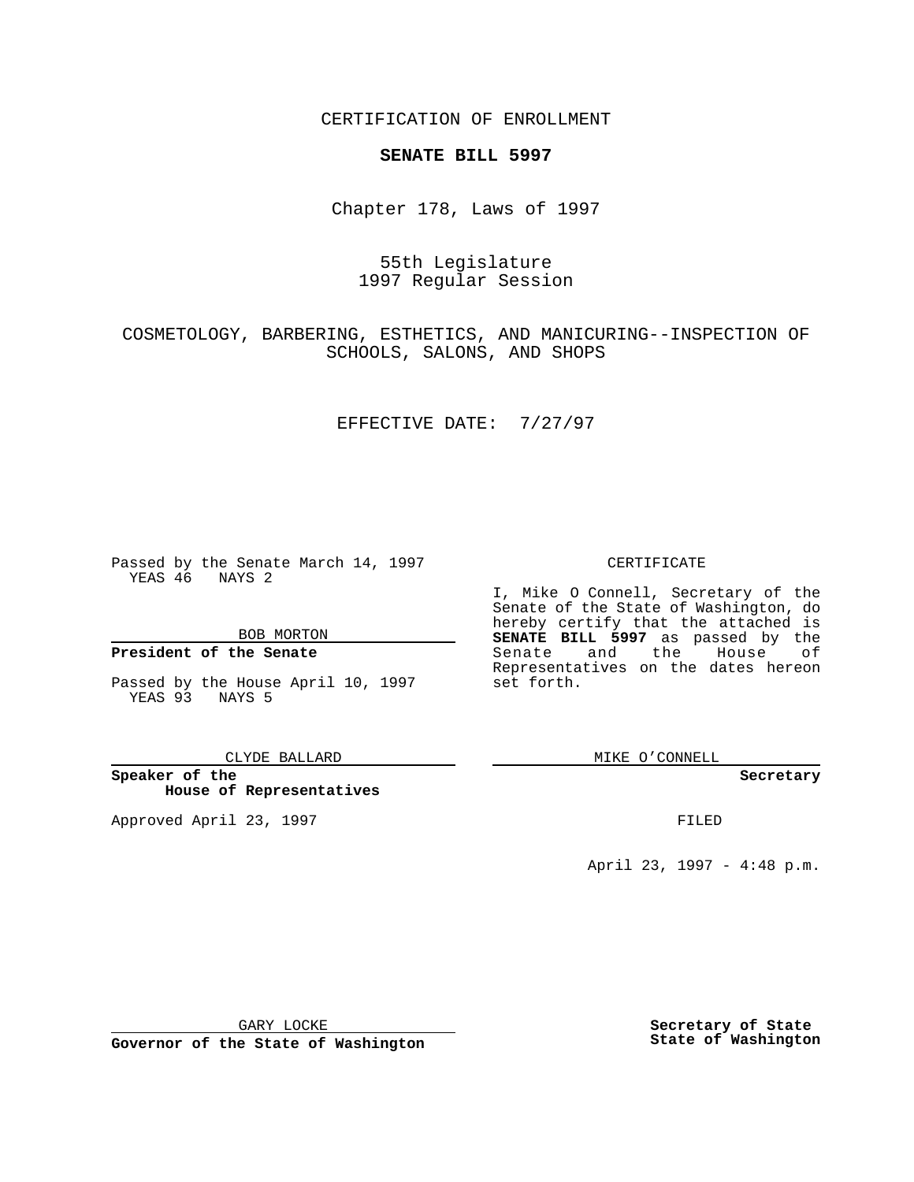CERTIFICATION OF ENROLLMENT

**SENATE BILL 5997**

Chapter 178, Laws of 1997

55th Legislature
1997 Regular Session

COSMETOLOGY, BARBERING, ESTHETICS, AND MANICURING--INSPECTION OF SCHOOLS, SALONS, AND SHOPS

EFFECTIVE DATE: 7/27/97

Passed by the Senate March 14, 1997
YEAS 46 NAYS 2

BOB MORTON

**President of the Senate**

Passed by the House April 10, 1997
YEAS 93 NAYS 5

CLYDE BALLARD

**Speaker of the House of Representatives**

Approved April 23, 1997

GARY LOCKE

**Governor of the State of Washington**

CERTIFICATE

I, Mike O Connell, Secretary of the Senate of the State of Washington, do hereby certify that the attached is **SENATE BILL 5997** as passed by the Senate and the House of Representatives on the dates hereon set forth.

MIKE O'CONNELL

**Secretary**

FILED

April 23, 1997 - 4:48 p.m.

**Secretary of State State of Washington**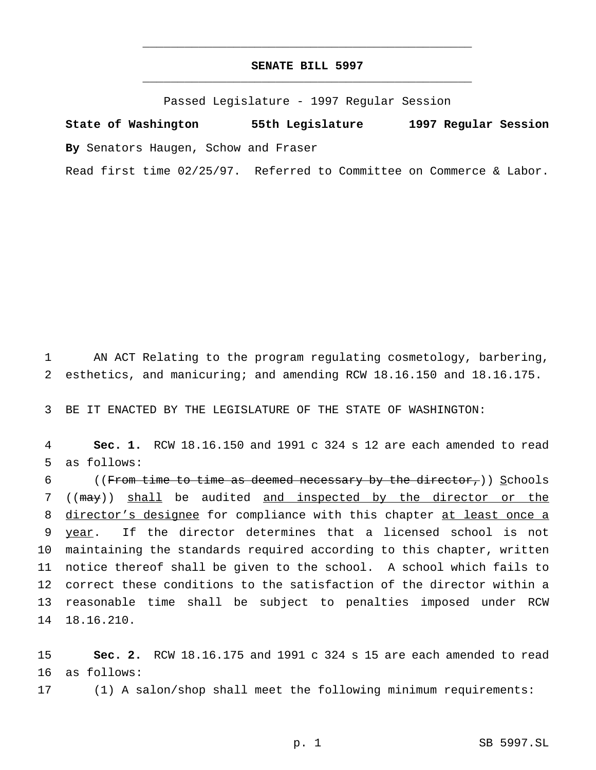# SENATE BILL 5997

Passed Legislature - 1997 Regular Session

**State of Washington 55th Legislature 1997 Regular Session**

**By** Senators Haugen, Schow and Fraser

Read first time 02/25/97. Referred to Committee on Commerce & Labor.

AN ACT Relating to the program regulating cosmetology, barbering, esthetics, and manicuring; and amending RCW 18.16.150 and 18.16.175.

BE IT ENACTED BY THE LEGISLATURE OF THE STATE OF WASHINGTON:

**Sec. 1.** RCW 18.16.150 and 1991 c 324 s 12 are each amended to read as follows:

((~~From time to time as deemed necessary by the director,~~)) <u>S</u>chools ((~~may~~)) <u>shall</u> be audited <u>and inspected by the director or the director's designee</u> for compliance with this chapter <u>at least once a year</u>. If the director determines that a licensed school is not maintaining the standards required according to this chapter, written notice thereof shall be given to the school. A school which fails to correct these conditions to the satisfaction of the director within a reasonable time shall be subject to penalties imposed under RCW 18.16.210.

**Sec. 2.** RCW 18.16.175 and 1991 c 324 s 15 are each amended to read as follows:

(1) A salon/shop shall meet the following minimum requirements: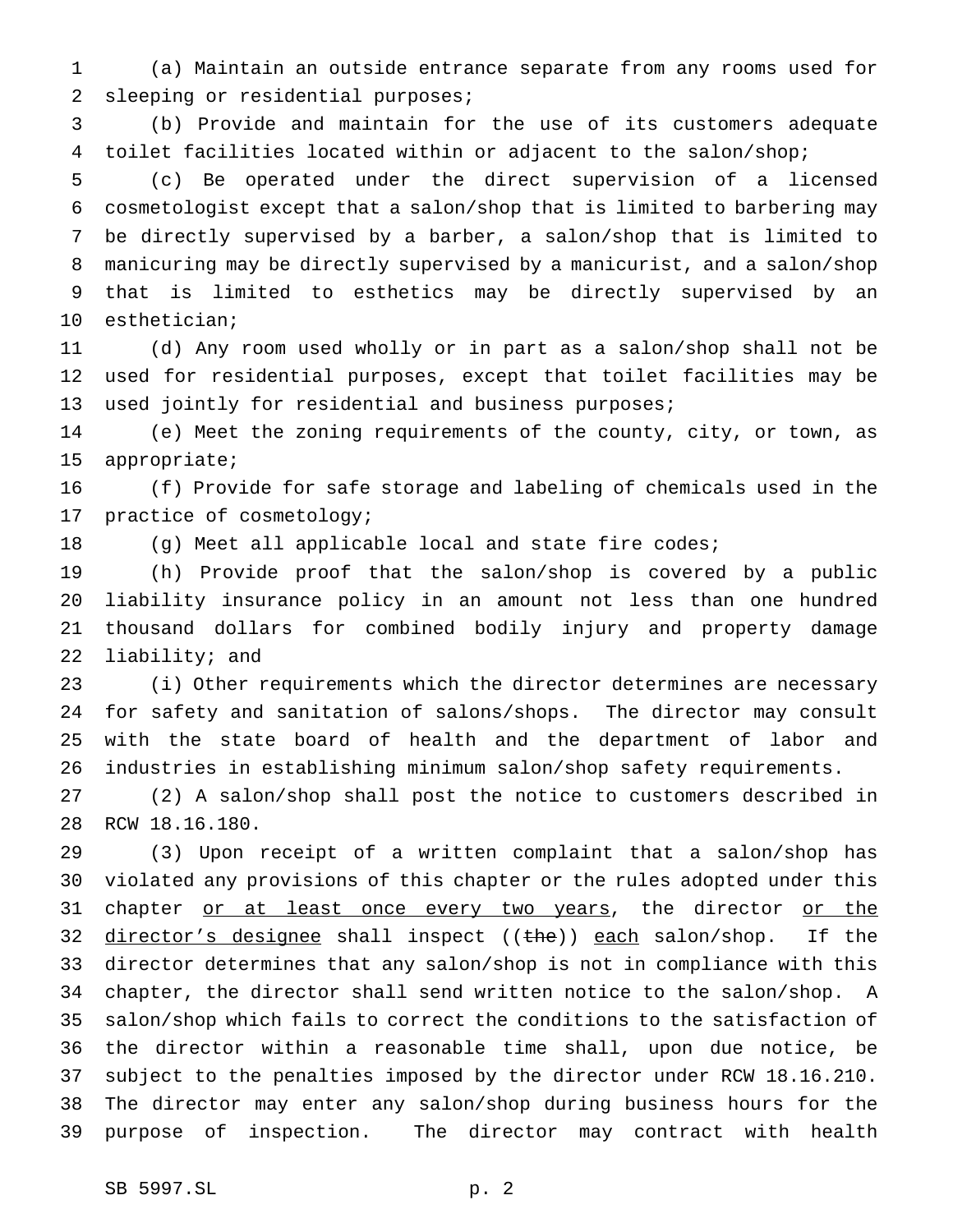(a) Maintain an outside entrance separate from any rooms used for sleeping or residential purposes;

(b) Provide and maintain for the use of its customers adequate toilet facilities located within or adjacent to the salon/shop;

(c) Be operated under the direct supervision of a licensed cosmetologist except that a salon/shop that is limited to barbering may be directly supervised by a barber, a salon/shop that is limited to manicuring may be directly supervised by a manicurist, and a salon/shop that is limited to esthetics may be directly supervised by an esthetician;

(d) Any room used wholly or in part as a salon/shop shall not be used for residential purposes, except that toilet facilities may be used jointly for residential and business purposes;

(e) Meet the zoning requirements of the county, city, or town, as appropriate;

(f) Provide for safe storage and labeling of chemicals used in the practice of cosmetology;

(g) Meet all applicable local and state fire codes;

(h) Provide proof that the salon/shop is covered by a public liability insurance policy in an amount not less than one hundred thousand dollars for combined bodily injury and property damage liability; and

(i) Other requirements which the director determines are necessary for safety and sanitation of salons/shops. The director may consult with the state board of health and the department of labor and industries in establishing minimum salon/shop safety requirements.

(2) A salon/shop shall post the notice to customers described in RCW 18.16.180.

(3) Upon receipt of a written complaint that a salon/shop has violated any provisions of this chapter or the rules adopted under this chapter <u>or at least once every two years</u>, the director <u>or the director's designee</u> shall inspect ((~~the~~)) <u>each</u> salon/shop. If the director determines that any salon/shop is not in compliance with this chapter, the director shall send written notice to the salon/shop. A salon/shop which fails to correct the conditions to the satisfaction of the director within a reasonable time shall, upon due notice, be subject to the penalties imposed by the director under RCW 18.16.210. The director may enter any salon/shop during business hours for the purpose of inspection. The director may contract with health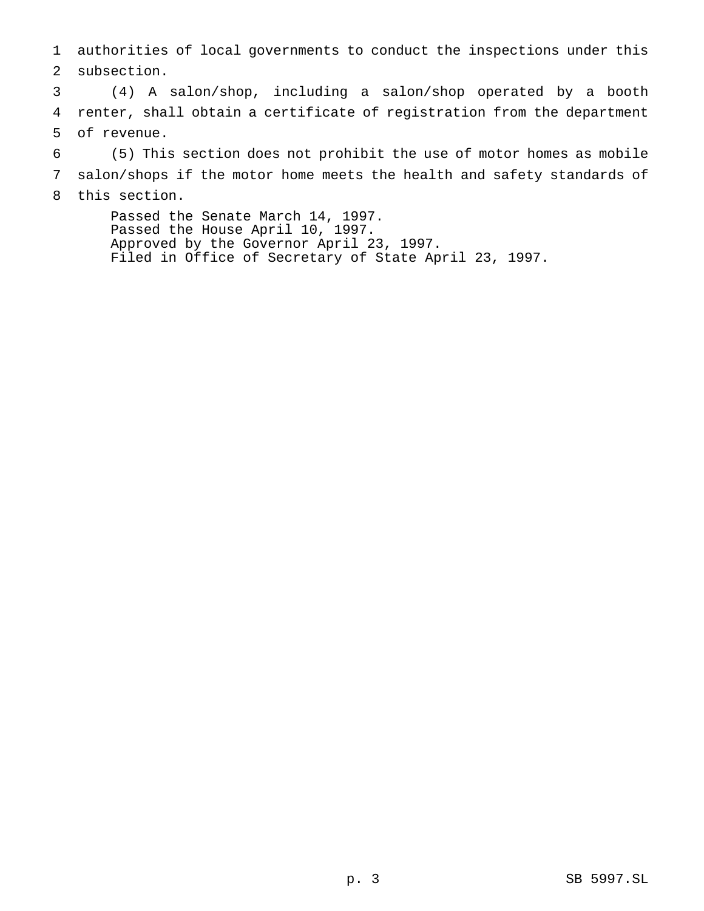authorities of local governments to conduct the inspections under this subsection.

(4) A salon/shop, including a salon/shop operated by a booth renter, shall obtain a certificate of registration from the department of revenue.

(5) This section does not prohibit the use of motor homes as mobile salon/shops if the motor home meets the health and safety standards of this section.

Passed the Senate March 14, 1997.
Passed the House April 10, 1997.
Approved by the Governor April 23, 1997.
Filed in Office of Secretary of State April 23, 1997.